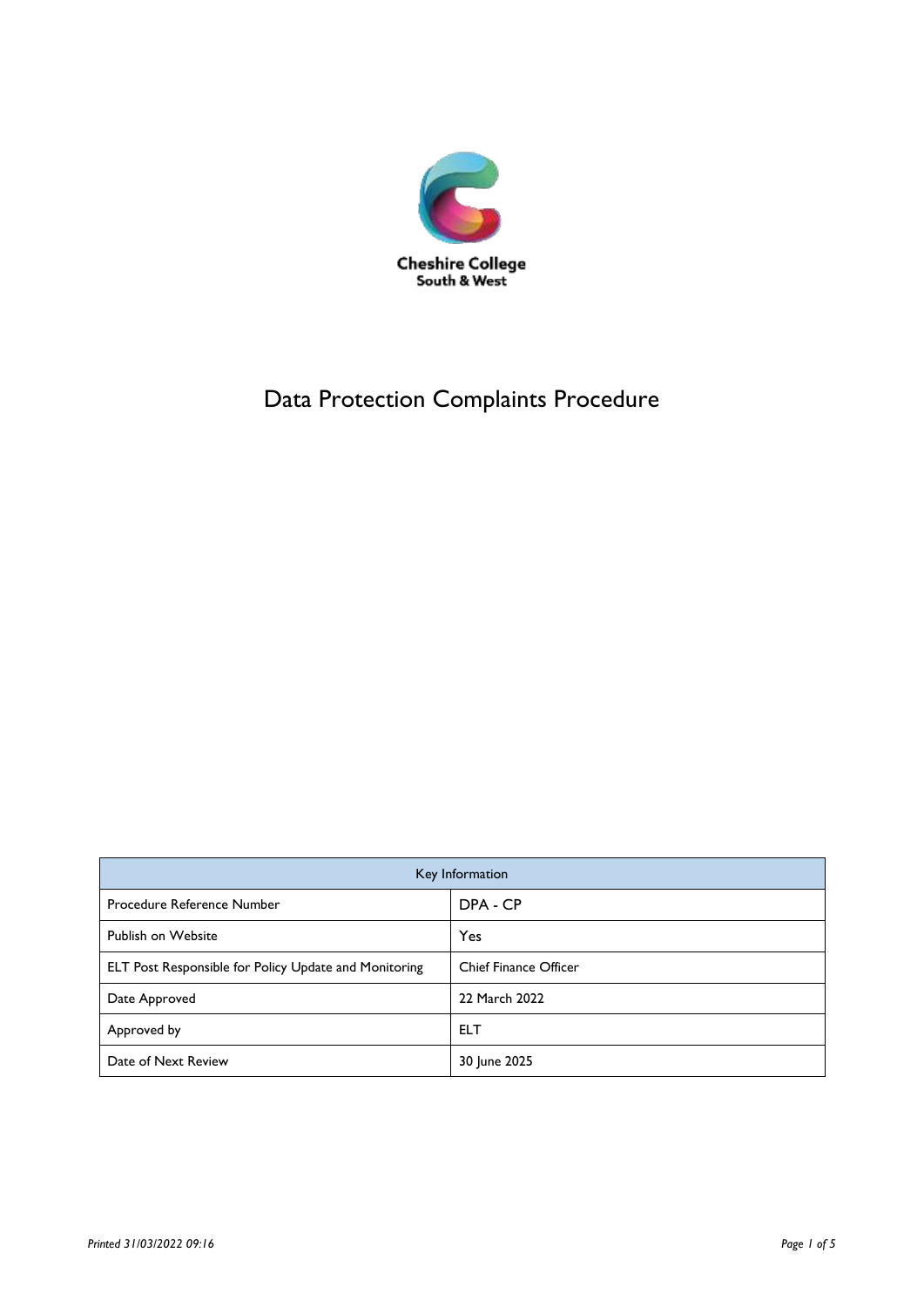Cheshire College
South & West

# Data Protection Complaints Procedure

| Key Information | |
|---|---|
| Procedure Reference Number | DPA - CP |
| Publish on Website | Yes |
| ELT Post Responsible for Policy Update and Monitoring | Chief Finance Officer |
| Date Approved | 22 March 2022 |
| Approved by | ELT |
| Date of Next Review | 30 June 2025 |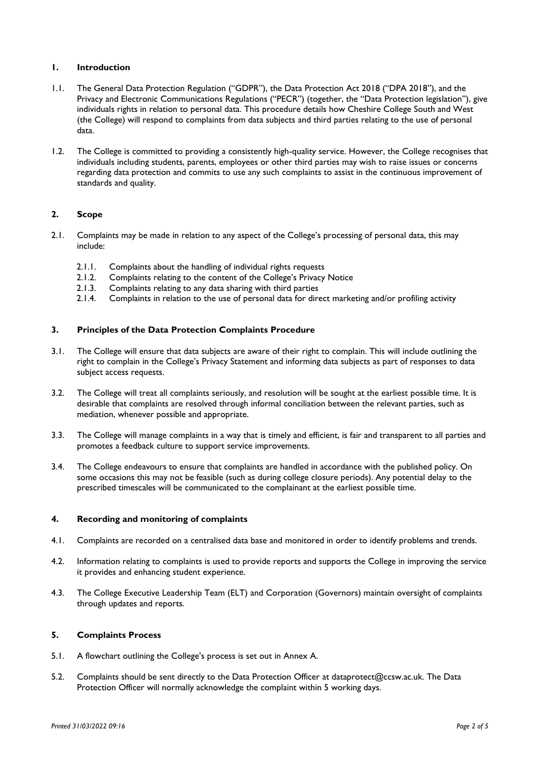## 1. Introduction

1.1. The General Data Protection Regulation ("GDPR"), the Data Protection Act 2018 ("DPA 2018"), and the Privacy and Electronic Communications Regulations ("PECR") (together, the "Data Protection legislation"), give individuals rights in relation to personal data. This procedure details how Cheshire College South and West (the College) will respond to complaints from data subjects and third parties relating to the use of personal data.

1.2. The College is committed to providing a consistently high-quality service. However, the College recognises that individuals including students, parents, employees or other third parties may wish to raise issues or concerns regarding data protection and commits to use any such complaints to assist in the continuous improvement of standards and quality.

## 2. Scope

2.1. Complaints may be made in relation to any aspect of the College's processing of personal data, this may include:

- 2.1.1. Complaints about the handling of individual rights requests
- 2.1.2. Complaints relating to the content of the College's Privacy Notice
- 2.1.3. Complaints relating to any data sharing with third parties
- 2.1.4. Complaints in relation to the use of personal data for direct marketing and/or profiling activity

## 3. Principles of the Data Protection Complaints Procedure

3.1. The College will ensure that data subjects are aware of their right to complain. This will include outlining the right to complain in the College's Privacy Statement and informing data subjects as part of responses to data subject access requests.

3.2. The College will treat all complaints seriously, and resolution will be sought at the earliest possible time. It is desirable that complaints are resolved through informal conciliation between the relevant parties, such as mediation, whenever possible and appropriate.

3.3. The College will manage complaints in a way that is timely and efficient, is fair and transparent to all parties and promotes a feedback culture to support service improvements.

3.4. The College endeavours to ensure that complaints are handled in accordance with the published policy. On some occasions this may not be feasible (such as during college closure periods). Any potential delay to the prescribed timescales will be communicated to the complainant at the earliest possible time.

## 4. Recording and monitoring of complaints

4.1. Complaints are recorded on a centralised data base and monitored in order to identify problems and trends.

4.2. Information relating to complaints is used to provide reports and supports the College in improving the service it provides and enhancing student experience.

4.3. The College Executive Leadership Team (ELT) and Corporation (Governors) maintain oversight of complaints through updates and reports.

## 5. Complaints Process

5.1. A flowchart outlining the College's process is set out in Annex A.

5.2. Complaints should be sent directly to the Data Protection Officer at dataprotect@ccsw.ac.uk. The Data Protection Officer will normally acknowledge the complaint within 5 working days.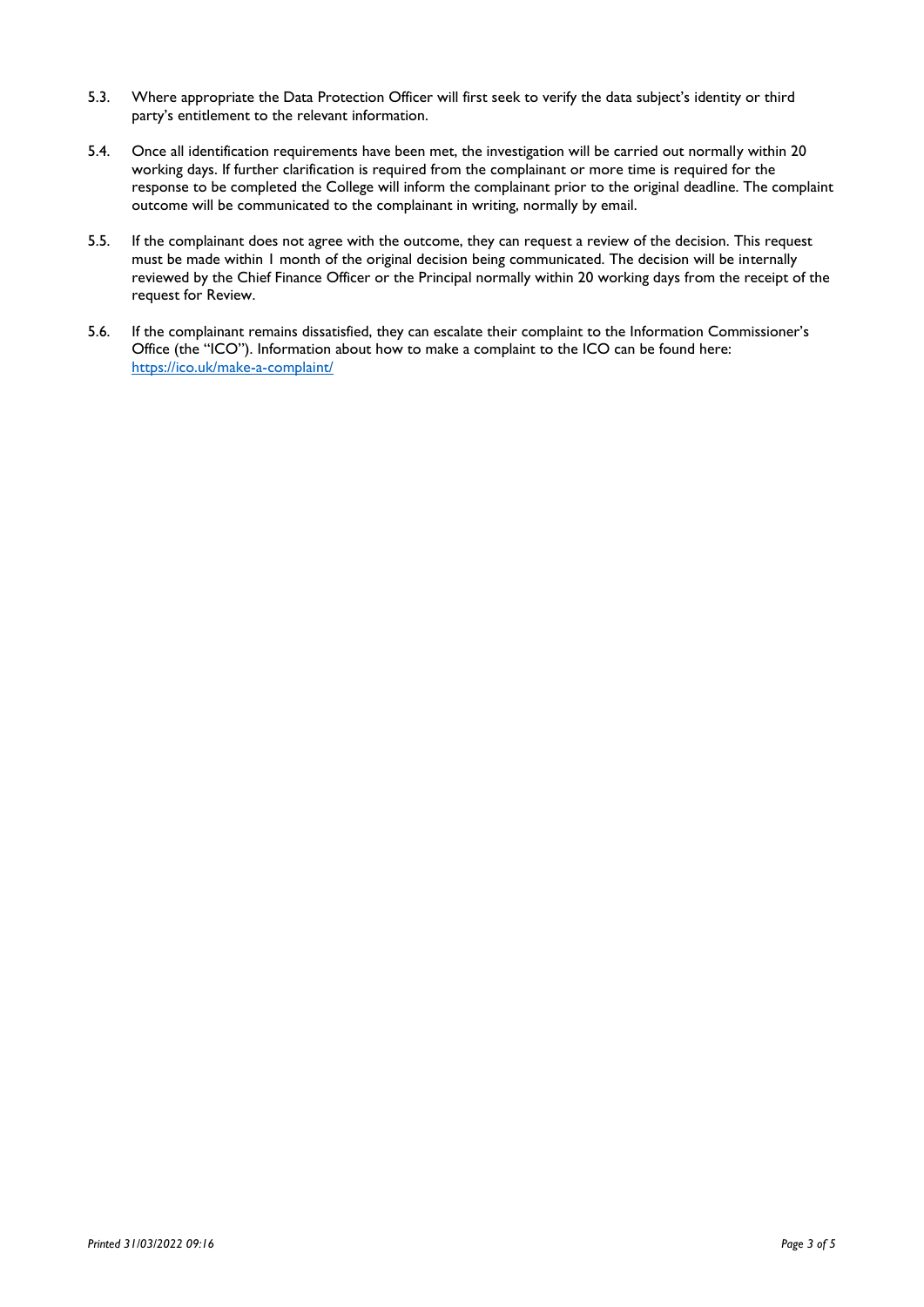5.3. Where appropriate the Data Protection Officer will first seek to verify the data subject's identity or third party's entitlement to the relevant information.

5.4. Once all identification requirements have been met, the investigation will be carried out normally within 20 working days. If further clarification is required from the complainant or more time is required for the response to be completed the College will inform the complainant prior to the original deadline. The complaint outcome will be communicated to the complainant in writing, normally by email.

5.5. If the complainant does not agree with the outcome, they can request a review of the decision. This request must be made within 1 month of the original decision being communicated. The decision will be internally reviewed by the Chief Finance Officer or the Principal normally within 20 working days from the receipt of the request for Review.

5.6. If the complainant remains dissatisfied, they can escalate their complaint to the Information Commissioner's Office (the "ICO"). Information about how to make a complaint to the ICO can be found here: https://ico.uk/make-a-complaint/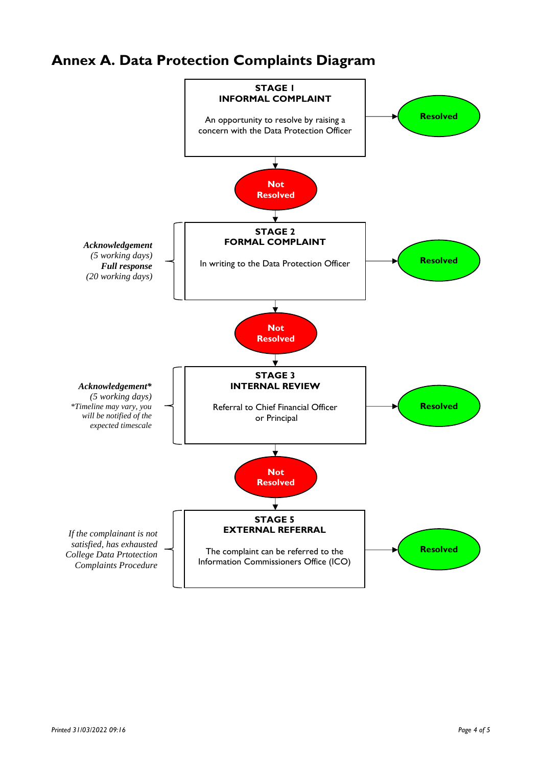# Annex A. Data Protection Complaints Diagram

**STAGE 1**
**INFORMAL COMPLAINT**

An opportunity to resolve by raising a concern with the Data Protection Officer

→ **Resolved**

↓ **Not Resolved**

**STAGE 2**
**FORMAL COMPLAINT**

In writing to the Data Protection Officer

***Acknowledgement***
*(5 working days)*
***Full response***
*(20 working days)*

→ **Resolved**

↓ **Not Resolved**

**STAGE 3**
**INTERNAL REVIEW**

Referral to Chief Financial Officer or Principal

***Acknowledgement****
*(5 working days)*
**Timeline may vary, you will be notified of the expected timescale*

→ **Resolved**

↓ **Not Resolved**

**STAGE 5**
**EXTERNAL REFERRAL**

The complaint can be referred to the Information Commissioners Office (ICO)

*If the complainant is not satisfied, has exhausted College Data Prtotection Complaints Procedure*

→ **Resolved**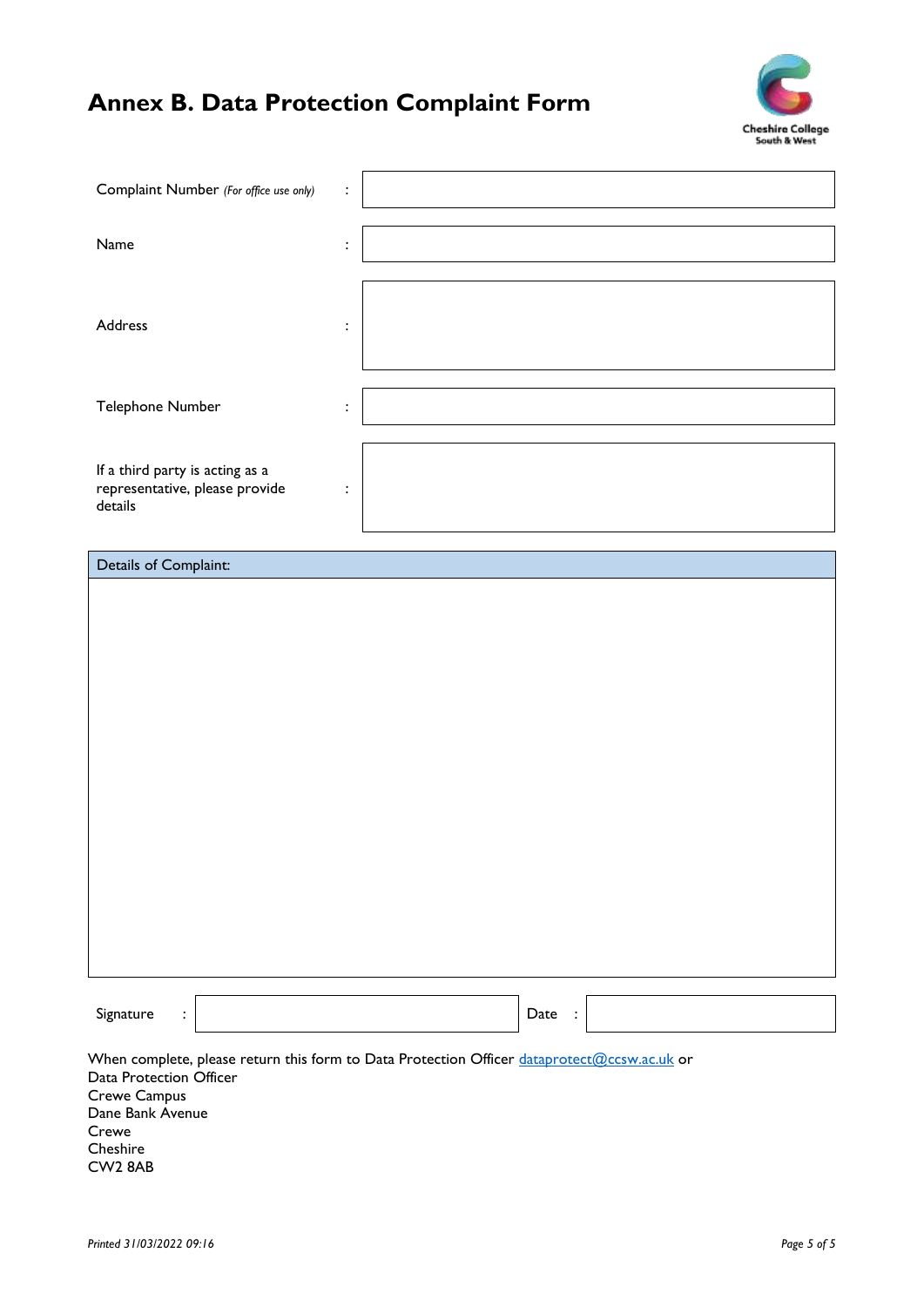# Annex B. Data Protection Complaint Form

| | | |
|---|---|---|
| Complaint Number *(For office use only)* | : | |
| Name | : | |
| Address | : | |
| Telephone Number | : | |
| If a third party is acting as a representative, please provide details | : | |

| Details of Complaint: |
|---|
| |

| | | | | | |
|---|---|---|---|---|---|
| Signature | : | | Date | : | |

When complete, please return this form to Data Protection Officer dataprotect@ccsw.ac.uk or
Data Protection Officer
Crewe Campus
Dane Bank Avenue
Crewe
Cheshire
CW2 8AB

*Printed 31/03/2022 09:16*